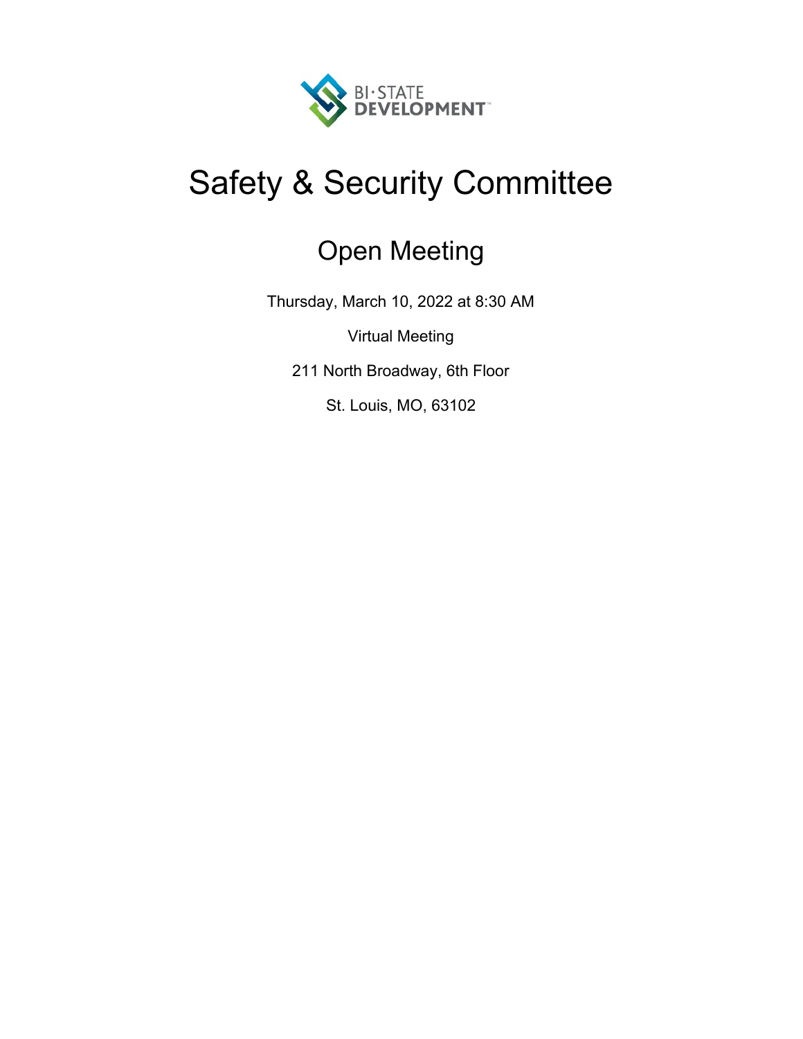BI·STATE DEVELOPMENT

# Safety & Security Committee

## Open Meeting

Thursday, March 10, 2022 at 8:30 AM

Virtual Meeting

211 North Broadway, 6th Floor

St. Louis, MO, 63102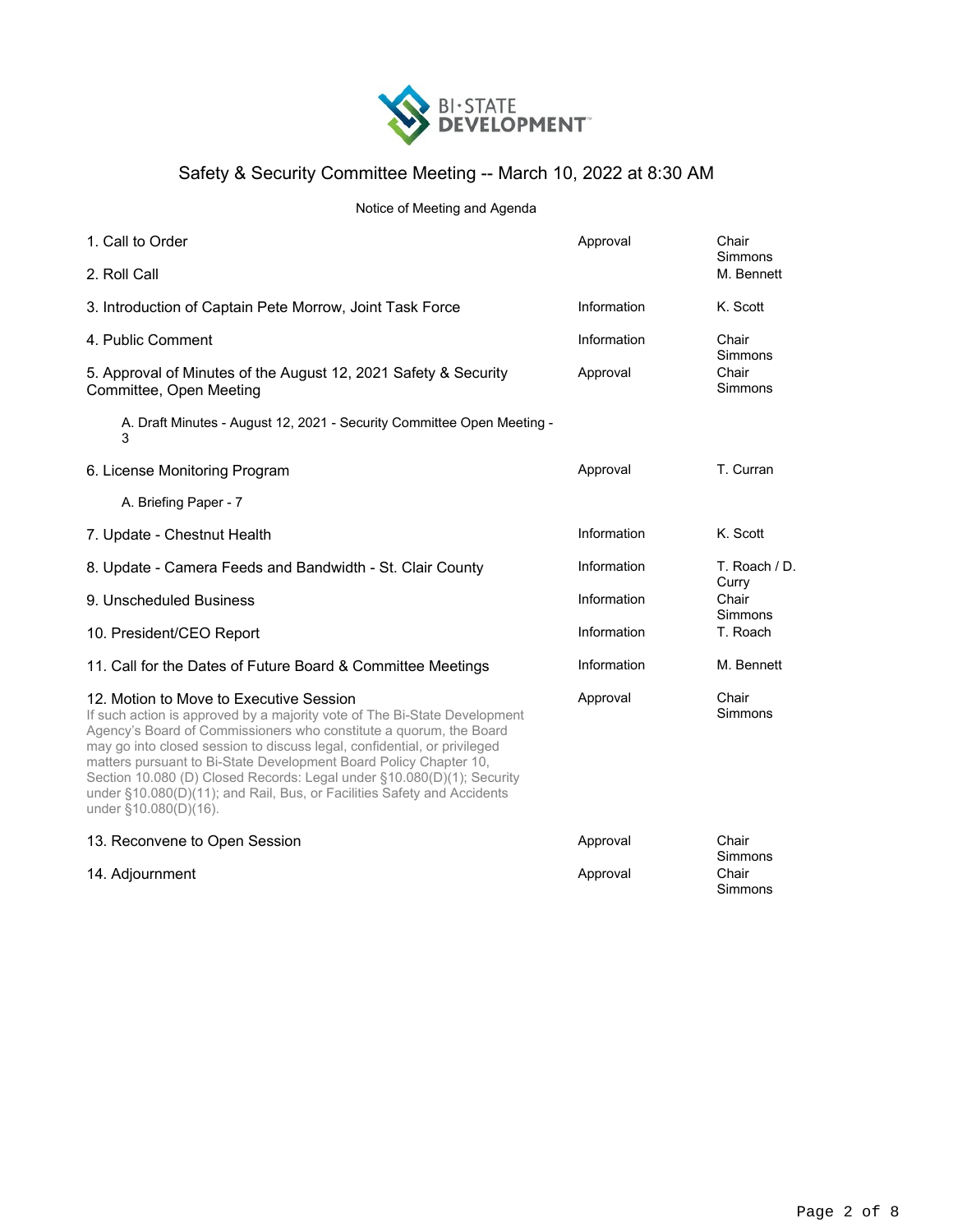# Safety & Security Committee Meeting -- March 10, 2022 at 8:30 AM

Notice of Meeting and Agenda

| Item | Action | Presenter |
| --- | --- | --- |
| 1. Call to Order | Approval | Chair Simmons |
| 2. Roll Call | | M. Bennett |
| 3. Introduction of Captain Pete Morrow, Joint Task Force | Information | K. Scott |
| 4. Public Comment | Information | Chair Simmons |
| 5. Approval of Minutes of the August 12, 2021 Safety & Security Committee, Open Meeting | Approval | Chair Simmons |
| A. Draft Minutes - August 12, 2021 - Security Committee Open Meeting - 3 | | |
| 6. License Monitoring Program | Approval | T. Curran |
| A. Briefing Paper - 7 | | |
| 7. Update - Chestnut Health | Information | K. Scott |
| 8. Update - Camera Feeds and Bandwidth - St. Clair County | Information | T. Roach / D. Curry |
| 9. Unscheduled Business | Information | Chair Simmons |
| 10. President/CEO Report | Information | T. Roach |
| 11. Call for the Dates of Future Board & Committee Meetings | Information | M. Bennett |
| 12. Motion to Move to Executive Session<br>If such action is approved by a majority vote of The Bi-State Development Agency's Board of Commissioners who constitute a quorum, the Board may go into closed session to discuss legal, confidential, or privileged matters pursuant to Bi-State Development Board Policy Chapter 10, Section 10.080 (D) Closed Records: Legal under §10.080(D)(1); Security under §10.080(D)(11); and Rail, Bus, or Facilities Safety and Accidents under §10.080(D)(16). | Approval | Chair Simmons |
| 13. Reconvene to Open Session | Approval | Chair Simmons |
| 14. Adjournment | Approval | Chair Simmons |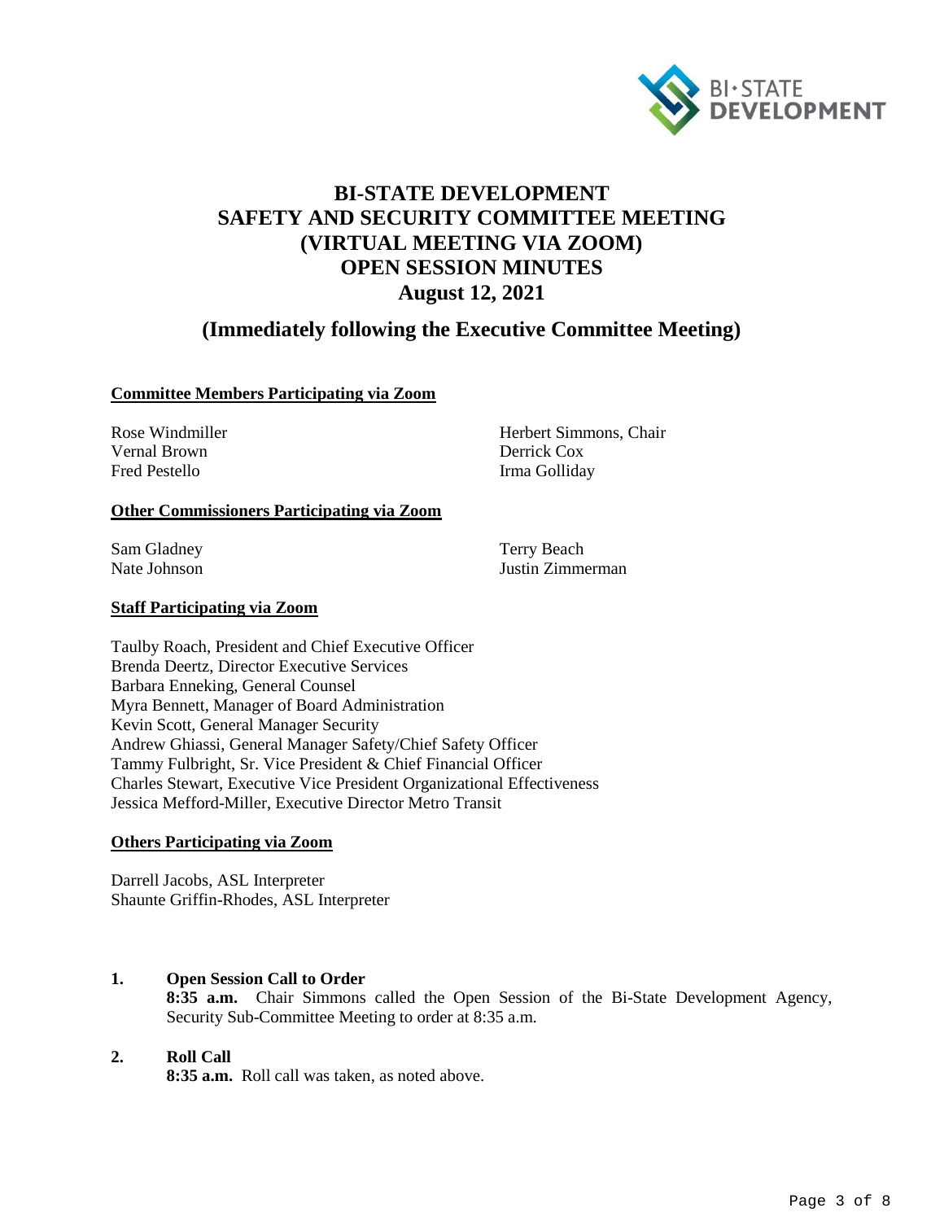# BI-STATE DEVELOPMENT
# SAFETY AND SECURITY COMMITTEE MEETING
# (VIRTUAL MEETING VIA ZOOM)
# OPEN SESSION MINUTES
# August 12, 2021

## (Immediately following the Executive Committee Meeting)

**Committee Members Participating via Zoom**

Rose Windmiller
Vernal Brown
Fred Pestello
Herbert Simmons, Chair
Derrick Cox
Irma Golliday

**Other Commissioners Participating via Zoom**

Sam Gladney
Nate Johnson
Terry Beach
Justin Zimmerman

**Staff Participating via Zoom**

Taulby Roach, President and Chief Executive Officer
Brenda Deertz, Director Executive Services
Barbara Enneking, General Counsel
Myra Bennett, Manager of Board Administration
Kevin Scott, General Manager Security
Andrew Ghiassi, General Manager Safety/Chief Safety Officer
Tammy Fulbright, Sr. Vice President & Chief Financial Officer
Charles Stewart, Executive Vice President Organizational Effectiveness
Jessica Mefford-Miller, Executive Director Metro Transit

**Others Participating via Zoom**

Darrell Jacobs, ASL Interpreter
Shaunte Griffin-Rhodes, ASL Interpreter

1. **Open Session Call to Order**
   **8:35 a.m.** Chair Simmons called the Open Session of the Bi-State Development Agency, Security Sub-Committee Meeting to order at 8:35 a.m.

2. **Roll Call**
   **8:35 a.m.** Roll call was taken, as noted above.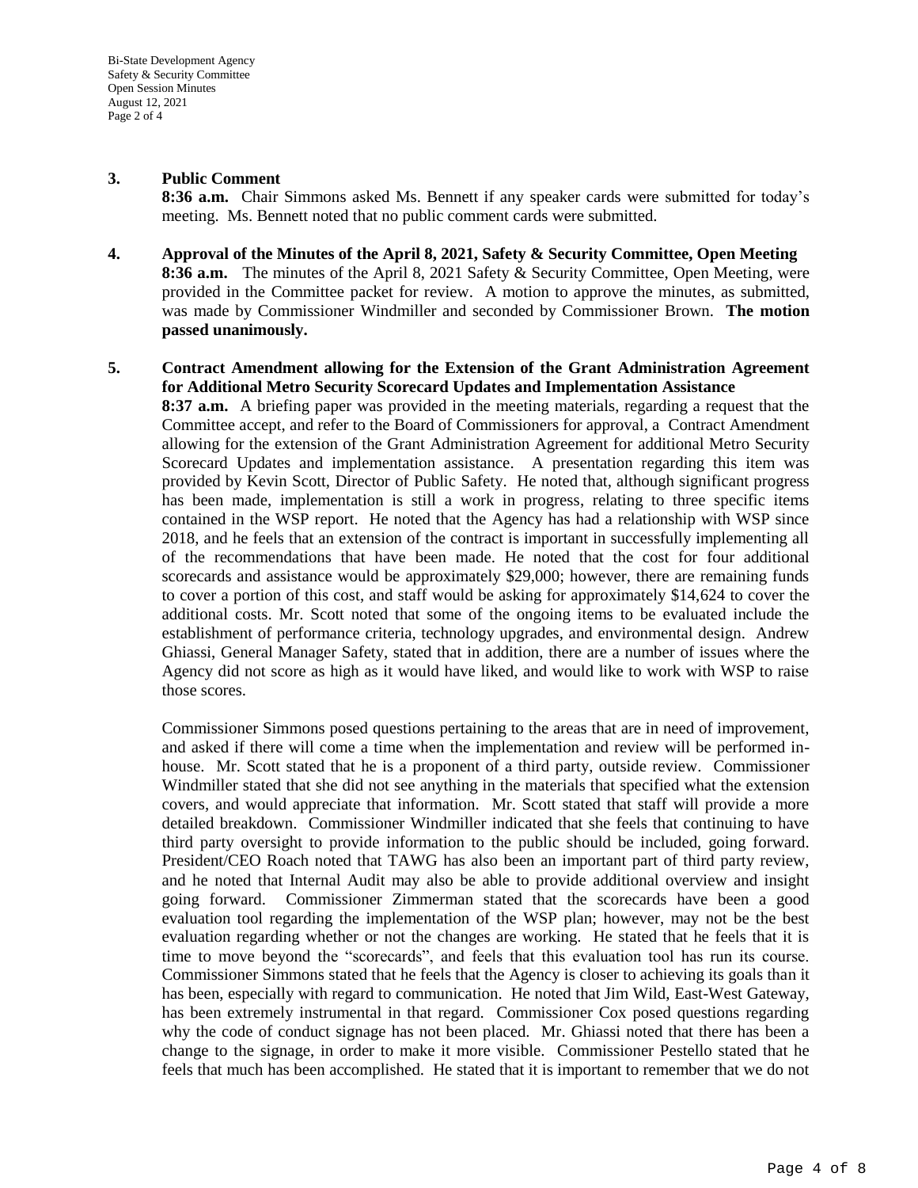**3. Public Comment**

**8:36 a.m.** Chair Simmons asked Ms. Bennett if any speaker cards were submitted for today's meeting. Ms. Bennett noted that no public comment cards were submitted.

**4. Approval of the Minutes of the April 8, 2021, Safety & Security Committee, Open Meeting**

**8:36 a.m.** The minutes of the April 8, 2021 Safety & Security Committee, Open Meeting, were provided in the Committee packet for review. A motion to approve the minutes, as submitted, was made by Commissioner Windmiller and seconded by Commissioner Brown. **The motion passed unanimously.**

**5. Contract Amendment allowing for the Extension of the Grant Administration Agreement for Additional Metro Security Scorecard Updates and Implementation Assistance**

**8:37 a.m.** A briefing paper was provided in the meeting materials, regarding a request that the Committee accept, and refer to the Board of Commissioners for approval, a Contract Amendment allowing for the extension of the Grant Administration Agreement for additional Metro Security Scorecard Updates and implementation assistance. A presentation regarding this item was provided by Kevin Scott, Director of Public Safety. He noted that, although significant progress has been made, implementation is still a work in progress, relating to three specific items contained in the WSP report. He noted that the Agency has had a relationship with WSP since 2018, and he feels that an extension of the contract is important in successfully implementing all of the recommendations that have been made. He noted that the cost for four additional scorecards and assistance would be approximately $29,000; however, there are remaining funds to cover a portion of this cost, and staff would be asking for approximately $14,624 to cover the additional costs. Mr. Scott noted that some of the ongoing items to be evaluated include the establishment of performance criteria, technology upgrades, and environmental design. Andrew Ghiassi, General Manager Safety, stated that in addition, there are a number of issues where the Agency did not score as high as it would have liked, and would like to work with WSP to raise those scores.

Commissioner Simmons posed questions pertaining to the areas that are in need of improvement, and asked if there will come a time when the implementation and review will be performed in-house. Mr. Scott stated that he is a proponent of a third party, outside review. Commissioner Windmiller stated that she did not see anything in the materials that specified what the extension covers, and would appreciate that information. Mr. Scott stated that staff will provide a more detailed breakdown. Commissioner Windmiller indicated that she feels that continuing to have third party oversight to provide information to the public should be included, going forward. President/CEO Roach noted that TAWG has also been an important part of third party review, and he noted that Internal Audit may also be able to provide additional overview and insight going forward. Commissioner Zimmerman stated that the scorecards have been a good evaluation tool regarding the implementation of the WSP plan; however, may not be the best evaluation regarding whether or not the changes are working. He stated that he feels that it is time to move beyond the "scorecards", and feels that this evaluation tool has run its course. Commissioner Simmons stated that he feels that the Agency is closer to achieving its goals than it has been, especially with regard to communication. He noted that Jim Wild, East-West Gateway, has been extremely instrumental in that regard. Commissioner Cox posed questions regarding why the code of conduct signage has not been placed. Mr. Ghiassi noted that there has been a change to the signage, in order to make it more visible. Commissioner Pestello stated that he feels that much has been accomplished. He stated that it is important to remember that we do not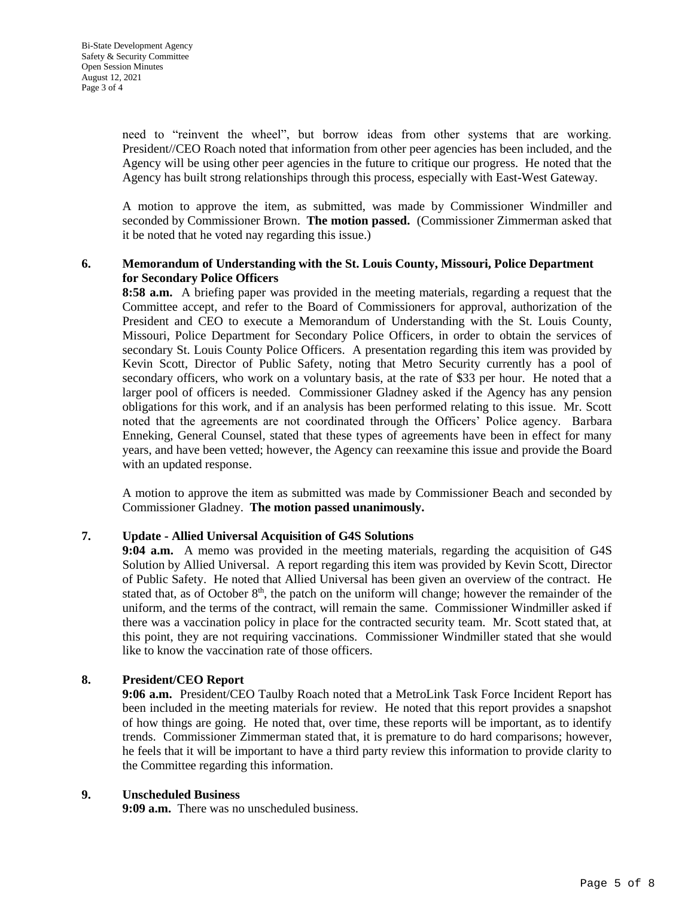need to "reinvent the wheel", but borrow ideas from other systems that are working. President//CEO Roach noted that information from other peer agencies has been included, and the Agency will be using other peer agencies in the future to critique our progress. He noted that the Agency has built strong relationships through this process, especially with East-West Gateway.

A motion to approve the item, as submitted, was made by Commissioner Windmiller and seconded by Commissioner Brown. **The motion passed.** (Commissioner Zimmerman asked that it be noted that he voted nay regarding this issue.)

**6. Memorandum of Understanding with the St. Louis County, Missouri, Police Department for Secondary Police Officers**

**8:58 a.m.** A briefing paper was provided in the meeting materials, regarding a request that the Committee accept, and refer to the Board of Commissioners for approval, authorization of the President and CEO to execute a Memorandum of Understanding with the St. Louis County, Missouri, Police Department for Secondary Police Officers, in order to obtain the services of secondary St. Louis County Police Officers. A presentation regarding this item was provided by Kevin Scott, Director of Public Safety, noting that Metro Security currently has a pool of secondary officers, who work on a voluntary basis, at the rate of $33 per hour. He noted that a larger pool of officers is needed. Commissioner Gladney asked if the Agency has any pension obligations for this work, and if an analysis has been performed relating to this issue. Mr. Scott noted that the agreements are not coordinated through the Officers' Police agency. Barbara Enneking, General Counsel, stated that these types of agreements have been in effect for many years, and have been vetted; however, the Agency can reexamine this issue and provide the Board with an updated response.

A motion to approve the item as submitted was made by Commissioner Beach and seconded by Commissioner Gladney. **The motion passed unanimously.**

**7. Update - Allied Universal Acquisition of G4S Solutions**

**9:04 a.m.** A memo was provided in the meeting materials, regarding the acquisition of G4S Solution by Allied Universal. A report regarding this item was provided by Kevin Scott, Director of Public Safety. He noted that Allied Universal has been given an overview of the contract. He stated that, as of October 8th, the patch on the uniform will change; however the remainder of the uniform, and the terms of the contract, will remain the same. Commissioner Windmiller asked if there was a vaccination policy in place for the contracted security team. Mr. Scott stated that, at this point, they are not requiring vaccinations. Commissioner Windmiller stated that she would like to know the vaccination rate of those officers.

**8. President/CEO Report**

**9:06 a.m.** President/CEO Taulby Roach noted that a MetroLink Task Force Incident Report has been included in the meeting materials for review. He noted that this report provides a snapshot of how things are going. He noted that, over time, these reports will be important, as to identify trends. Commissioner Zimmerman stated that, it is premature to do hard comparisons; however, he feels that it will be important to have a third party review this information to provide clarity to the Committee regarding this information.

**9. Unscheduled Business**

**9:09 a.m.** There was no unscheduled business.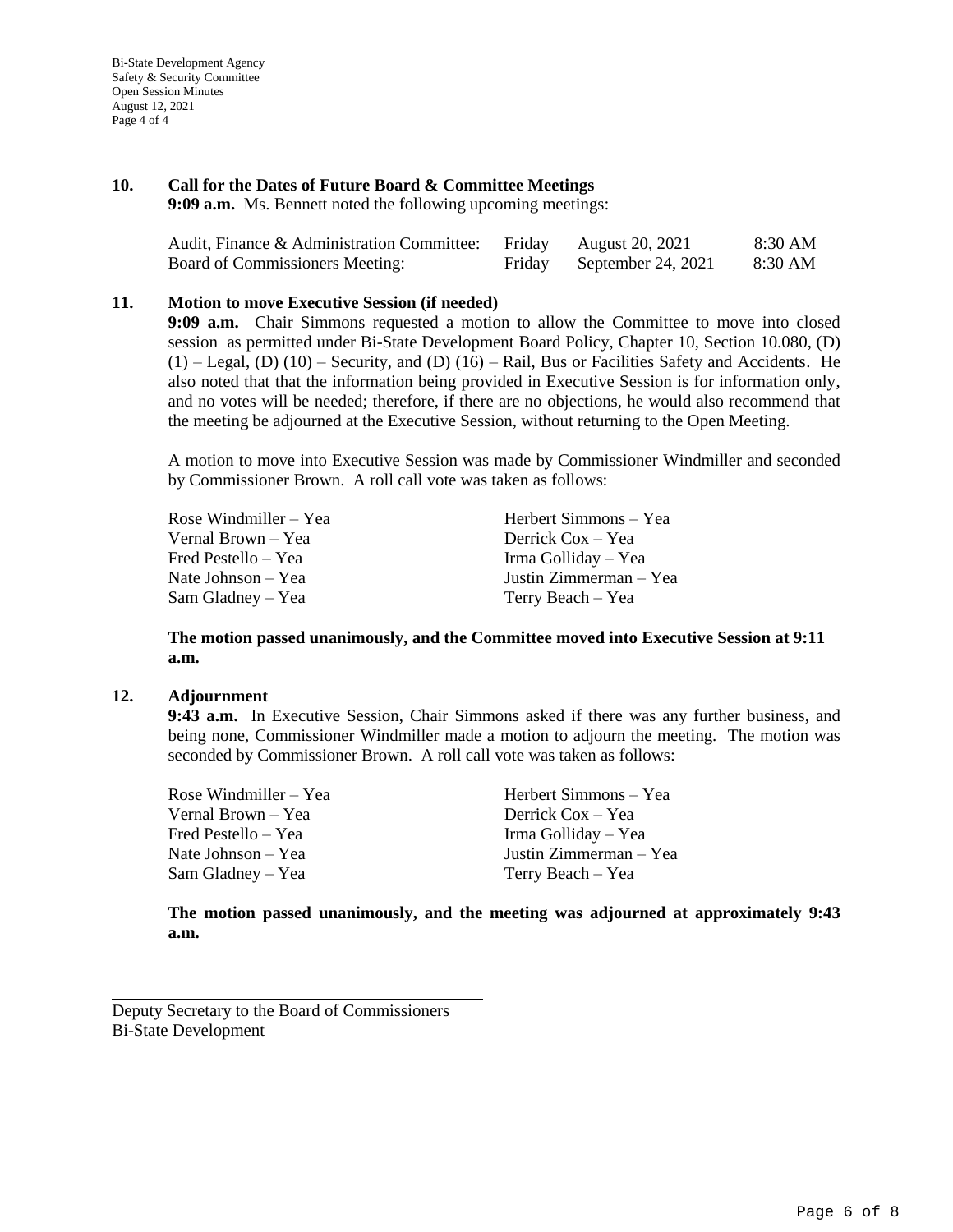**10. Call for the Dates of Future Board & Committee Meetings**

**9:09 a.m.** Ms. Bennett noted the following upcoming meetings:

| | | | |
|---|---|---|---|
| Audit, Finance & Administration Committee: | Friday | August 20, 2021 | 8:30 AM |
| Board of Commissioners Meeting: | Friday | September 24, 2021 | 8:30 AM |

**11. Motion to move Executive Session (if needed)**

**9:09 a.m.** Chair Simmons requested a motion to allow the Committee to move into closed session as permitted under Bi-State Development Board Policy, Chapter 10, Section 10.080, (D) (1) – Legal, (D) (10) – Security, and (D) (16) – Rail, Bus or Facilities Safety and Accidents. He also noted that that the information being provided in Executive Session is for information only, and no votes will be needed; therefore, if there are no objections, he would also recommend that the meeting be adjourned at the Executive Session, without returning to the Open Meeting.

A motion to move into Executive Session was made by Commissioner Windmiller and seconded by Commissioner Brown. A roll call vote was taken as follows:

Rose Windmiller – Yea
Vernal Brown – Yea
Fred Pestello – Yea
Nate Johnson – Yea
Sam Gladney – Yea
Herbert Simmons – Yea
Derrick Cox – Yea
Irma Golliday – Yea
Justin Zimmerman – Yea
Terry Beach – Yea

**The motion passed unanimously, and the Committee moved into Executive Session at 9:11 a.m.**

**12. Adjournment**

**9:43 a.m.** In Executive Session, Chair Simmons asked if there was any further business, and being none, Commissioner Windmiller made a motion to adjourn the meeting. The motion was seconded by Commissioner Brown. A roll call vote was taken as follows:

Rose Windmiller – Yea
Vernal Brown – Yea
Fred Pestello – Yea
Nate Johnson – Yea
Sam Gladney – Yea
Herbert Simmons – Yea
Derrick Cox – Yea
Irma Golliday – Yea
Justin Zimmerman – Yea
Terry Beach – Yea

**The motion passed unanimously, and the meeting was adjourned at approximately 9:43 a.m.**

\_\_\_\_\_\_\_\_\_\_\_\_\_\_\_\_\_\_\_\_\_\_\_\_\_\_\_\_\_\_\_\_\_\_\_\_\_\_\_\_

Deputy Secretary to the Board of Commissioners
Bi-State Development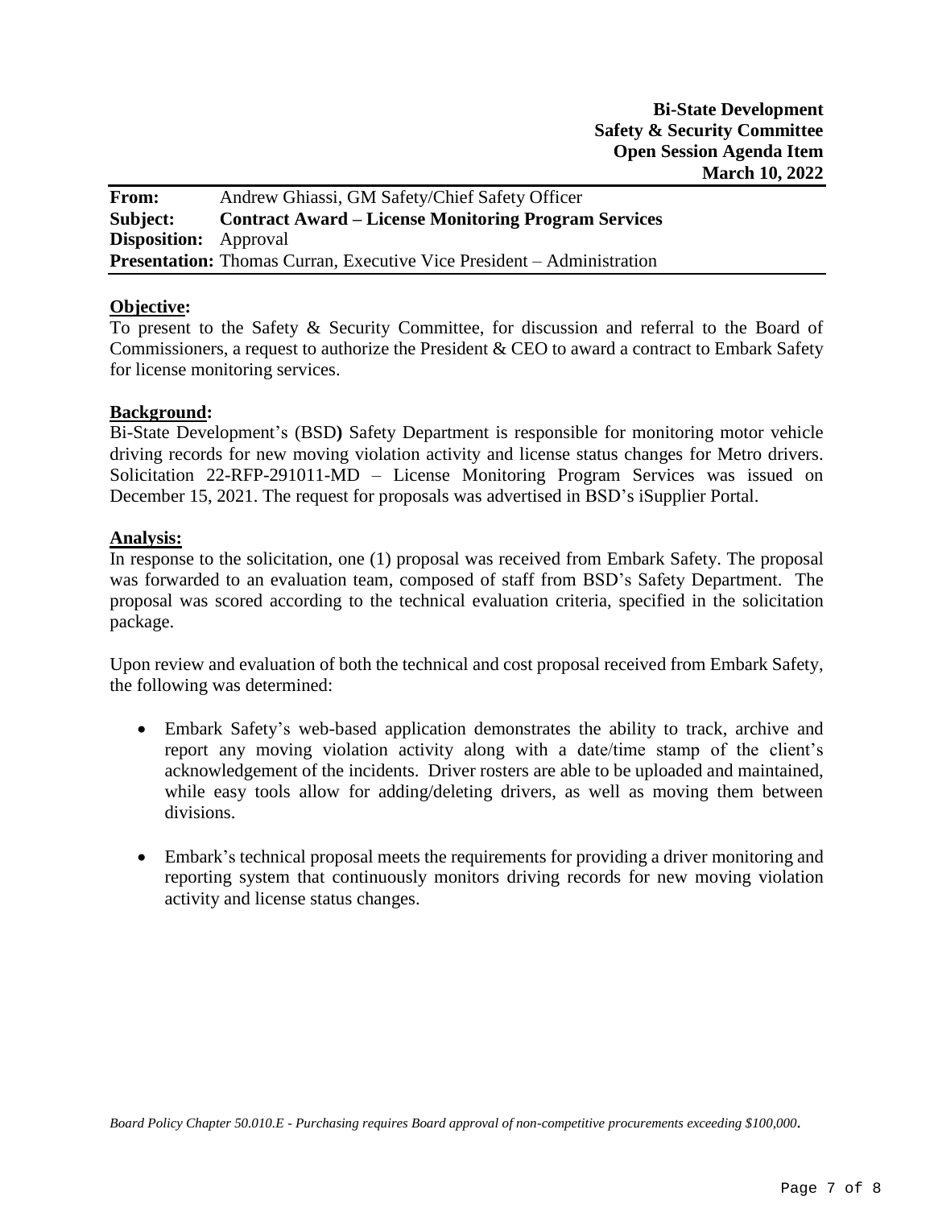**Bi-State Development**
**Safety & Security Committee**
**Open Session Agenda Item**
**March 10, 2022**

**From:** Andrew Ghiassi, GM Safety/Chief Safety Officer
**Subject:** **Contract Award – License Monitoring Program Services**
**Disposition:** Approval
**Presentation:** Thomas Curran, Executive Vice President – Administration

## Objective:

To present to the Safety & Security Committee, for discussion and referral to the Board of Commissioners, a request to authorize the President & CEO to award a contract to Embark Safety for license monitoring services.

## Background:

Bi-State Development's (BSD**)** Safety Department is responsible for monitoring motor vehicle driving records for new moving violation activity and license status changes for Metro drivers. Solicitation 22-RFP-291011-MD – License Monitoring Program Services was issued on December 15, 2021. The request for proposals was advertised in BSD's iSupplier Portal.

## Analysis:

In response to the solicitation, one (1) proposal was received from Embark Safety. The proposal was forwarded to an evaluation team, composed of staff from BSD's Safety Department. The proposal was scored according to the technical evaluation criteria, specified in the solicitation package.

Upon review and evaluation of both the technical and cost proposal received from Embark Safety, the following was determined:

- Embark Safety's web-based application demonstrates the ability to track, archive and report any moving violation activity along with a date/time stamp of the client's acknowledgement of the incidents. Driver rosters are able to be uploaded and maintained, while easy tools allow for adding/deleting drivers, as well as moving them between divisions.
- Embark's technical proposal meets the requirements for providing a driver monitoring and reporting system that continuously monitors driving records for new moving violation activity and license status changes.

*Board Policy Chapter 50.010.E - Purchasing requires Board approval of non-competitive procurements exceeding $100,000.*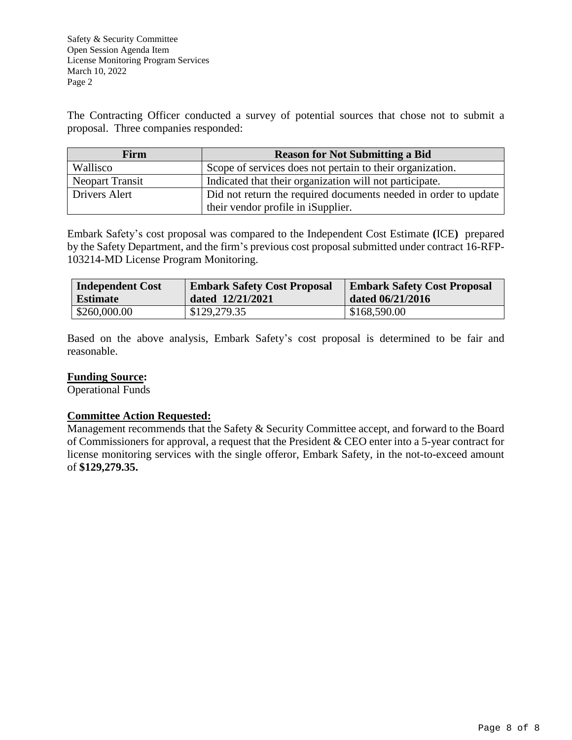The Contracting Officer conducted a survey of potential sources that chose not to submit a proposal. Three companies responded:

| Firm | Reason for Not Submitting a Bid |
|---|---|
| Wallisco | Scope of services does not pertain to their organization. |
| Neopart Transit | Indicated that their organization will not participate. |
| Drivers Alert | Did not return the required documents needed in order to update their vendor profile in iSupplier. |

Embark Safety's cost proposal was compared to the Independent Cost Estimate **(**ICE**)** prepared by the Safety Department, and the firm's previous cost proposal submitted under contract 16-RFP-103214-MD License Program Monitoring.

| Independent Cost Estimate | Embark Safety Cost Proposal dated 12/21/2021 | Embark Safety Cost Proposal dated 06/21/2016 |
|---|---|---|
| $260,000.00 | $129,279.35 | $168,590.00 |

Based on the above analysis, Embark Safety's cost proposal is determined to be fair and reasonable.

**Funding Source:**

Operational Funds

**Committee Action Requested:**

Management recommends that the Safety & Security Committee accept, and forward to the Board of Commissioners for approval, a request that the President & CEO enter into a 5-year contract for license monitoring services with the single offeror, Embark Safety, in the not-to-exceed amount of **$129,279.35.**